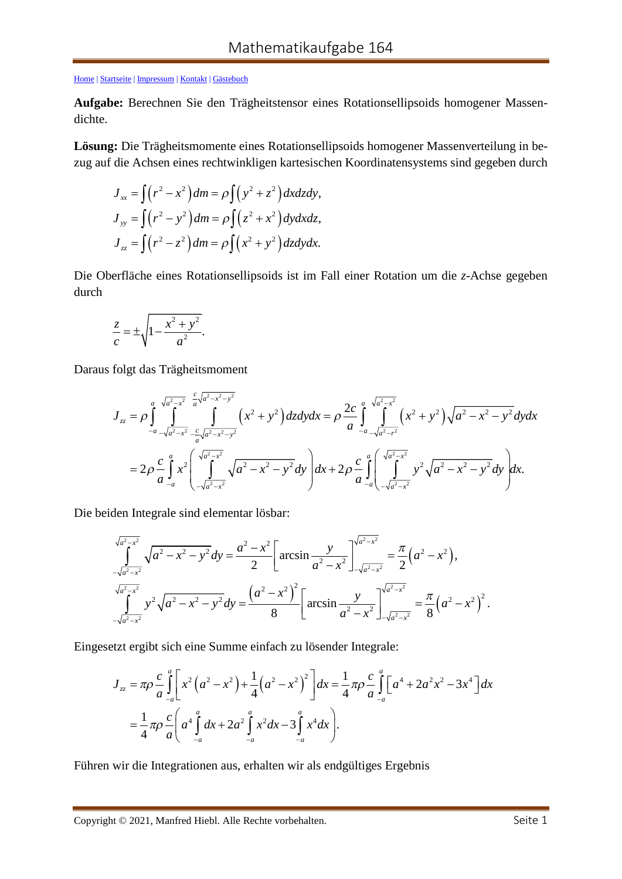# Mathematikaufgabe 164

Home | Startseite | Impressum | Kontakt | Gästebuch

**Aufgabe:** Berechnen Sie den Trägheitstensor eines Rotationsellipsoids homogener Massendichte.

**Lösung:** Die Trägheitsmomente eines Rotationsellipsoids homogener Massenverteilung in bezug auf die Achsen eines rechtwinkligen kartesischen Koordinatensystems sind gegeben durch

$$J_{xx} = \int \left(r^2 - x^2\right) dm = \rho \int \left(y^2 + z^2\right) dxdzdy,$$

$$J_{yy} = \int \left(r^2 - y^2\right) dm = \rho \int \left(z^2 + x^2\right) dydxdz,$$

$$J_{zz} = \int \left(r^2 - z^2\right) dm = \rho \int \left(x^2 + y^2\right) dzdydx.$$

Die Oberfläche eines Rotationsellipsoids ist im Fall einer Rotation um die $z$-Achse gegeben durch

$$\frac{z}{c} = \pm\sqrt{1 - \frac{x^2 + y^2}{a^2}}.$$

Daraus folgt das Trägheitsmoment

$$J_{zz} = \rho \int\limits_{-a}^{a} \int\limits_{-\sqrt{a^2-x^2}}^{\sqrt{a^2-x^2}} \int\limits_{-\frac{c}{a}\sqrt{a^2-x^2-y^2}}^{\frac{c}{a}\sqrt{a^2-x^2-y^2}} \left(x^2 + y^2\right) dzdydx = \rho \frac{2c}{a} \int\limits_{-a}^{a} \int\limits_{-\sqrt{a^2-r^2}}^{\sqrt{a^2-x^2}} \left(x^2 + y^2\right) \sqrt{a^2 - x^2 - y^2}\, dydx$$

$$= 2\rho \frac{c}{a} \int\limits_{-a}^{a} x^2 \left( \int\limits_{-\sqrt{a^2-x^2}}^{\sqrt{a^2-x^2}} \sqrt{a^2 - x^2 - y^2}\, dy \right) dx + 2\rho \frac{c}{a} \int\limits_{-a}^{a} \left( \int\limits_{-\sqrt{a^2-x^2}}^{\sqrt{a^2-x^2}} y^2 \sqrt{a^2 - x^2 - y^2}\, dy \right) dx.$$

Die beiden Integrale sind elementar lösbar:

$$\int\limits_{-\sqrt{a^2-x^2}}^{\sqrt{a^2-x^2}} \sqrt{a^2 - x^2 - y^2}\, dy = \frac{a^2 - x^2}{2} \left[ \arcsin \frac{y}{a^2 - x^2} \right]_{-\sqrt{a^2-x^2}}^{\sqrt{a^2-x^2}} = \frac{\pi}{2}\left(a^2 - x^2\right),$$

$$\int\limits_{-\sqrt{a^2-x^2}}^{\sqrt{a^2-x^2}} y^2 \sqrt{a^2 - x^2 - y^2}\, dy = \frac{\left(a^2 - x^2\right)^2}{8} \left[ \arcsin \frac{y}{a^2 - x^2} \right]_{-\sqrt{a^2-x^2}}^{\sqrt{a^2-x^2}} = \frac{\pi}{8}\left(a^2 - x^2\right)^2.$$

Eingesetzt ergibt sich eine Summe einfach zu lösender Integrale:

$$J_{zz} = \pi\rho \frac{c}{a} \int\limits_{-a}^{a} \left[ x^2\left(a^2 - x^2\right) + \frac{1}{4}\left(a^2 - x^2\right)^2 \right] dx = \frac{1}{4}\pi\rho \frac{c}{a} \int\limits_{-a}^{a} \left[ a^4 + 2a^2x^2 - 3x^4 \right] dx$$

$$= \frac{1}{4}\pi\rho \frac{c}{a} \left( a^4 \int\limits_{-a}^{a} dx + 2a^2 \int\limits_{-a}^{a} x^2 dx - 3\int\limits_{-a}^{a} x^4 dx \right).$$

Führen wir die Integrationen aus, erhalten wir als endgültiges Ergebnis

Copyright © 2021, Manfred Hiebl. Alle Rechte vorbehalten.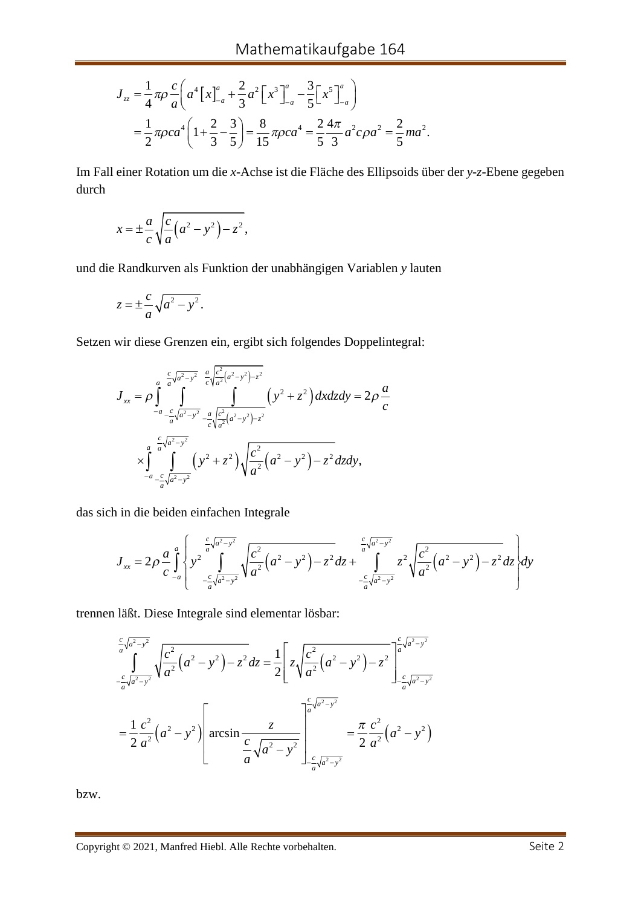$$J_{zz} = \frac{1}{4}\pi\rho\frac{c}{a}\left(a^4\left[x\right]_{-a}^{a} + \frac{2}{3}a^2\left[x^3\right]_{-a}^{a} - \frac{3}{5}\left[x^5\right]_{-a}^{a}\right)$$

$$= \frac{1}{2}\pi\rho c a^4\left(1 + \frac{2}{3} - \frac{3}{5}\right) = \frac{8}{15}\pi\rho c a^4 = \frac{2}{5}\frac{4\pi}{3}a^2 c\rho a^2 = \frac{2}{5}ma^2.$$

Im Fall einer Rotation um die *x*-Achse ist die Fläche des Ellipsoids über der *y*-*z*-Ebene gegeben durch

$$x = \pm\frac{a}{c}\sqrt{\frac{c}{a}\left(a^2 - y^2\right) - z^2},$$

und die Randkurven als Funktion der unabhängigen Variablen *y* lauten

$$z = \pm\frac{c}{a}\sqrt{a^2 - y^2}.$$

Setzen wir diese Grenzen ein, ergibt sich folgendes Doppelintegral:

$$J_{xx} = \rho\int_{-a}^{a}\int_{-\frac{c}{a}\sqrt{a^2-y^2}}^{\frac{c}{a}\sqrt{a^2-y^2}}\int_{-\frac{a}{c}\sqrt{\frac{c^2}{a^2}\left(a^2-y^2\right)-z^2}}^{\frac{a}{c}\sqrt{\frac{c^2}{a^2}\left(a^2-y^2\right)-z^2}}\left(y^2+z^2\right)dxdzdy = 2\rho\frac{a}{c}$$

$$\times\int_{-a}^{a}\int_{-\frac{c}{a}\sqrt{a^2-y^2}}^{\frac{c}{a}\sqrt{a^2-y^2}}\left(y^2+z^2\right)\sqrt{\frac{c^2}{a^2}\left(a^2-y^2\right)-z^2}\,dzdy,$$

das sich in die beiden einfachen Integrale

$$J_{xx} = 2\rho\frac{a}{c}\int_{-a}^{a}\left\{y^2\int_{-\frac{c}{a}\sqrt{a^2-y^2}}^{\frac{c}{a}\sqrt{a^2-y^2}}\sqrt{\frac{c^2}{a^2}\left(a^2-y^2\right)-z^2}\,dz + \int_{-\frac{c}{a}\sqrt{a^2-y^2}}^{\frac{c}{a}\sqrt{a^2-y^2}}z^2\sqrt{\frac{c^2}{a^2}\left(a^2-y^2\right)-z^2}\,dz\right\}dy$$

trennen läßt. Diese Integrale sind elementar lösbar:

$$\int_{-\frac{c}{a}\sqrt{a^2-y^2}}^{\frac{c}{a}\sqrt{a^2-y^2}}\sqrt{\frac{c^2}{a^2}\left(a^2-y^2\right)-z^2}\,dz = \frac{1}{2}\left[z\sqrt{\frac{c^2}{a^2}\left(a^2-y^2\right)-z^2}\right]_{-\frac{c}{a}\sqrt{a^2-y^2}}^{\frac{c}{a}\sqrt{a^2-y^2}}$$

$$= \frac{1}{2}\frac{c^2}{a^2}\left(a^2-y^2\right)\left[\arcsin\frac{z}{\frac{c}{a}\sqrt{a^2-y^2}}\right]_{-\frac{c}{a}\sqrt{a^2-y^2}}^{\frac{c}{a}\sqrt{a^2-y^2}} = \frac{\pi}{2}\frac{c^2}{a^2}\left(a^2-y^2\right)$$

bzw.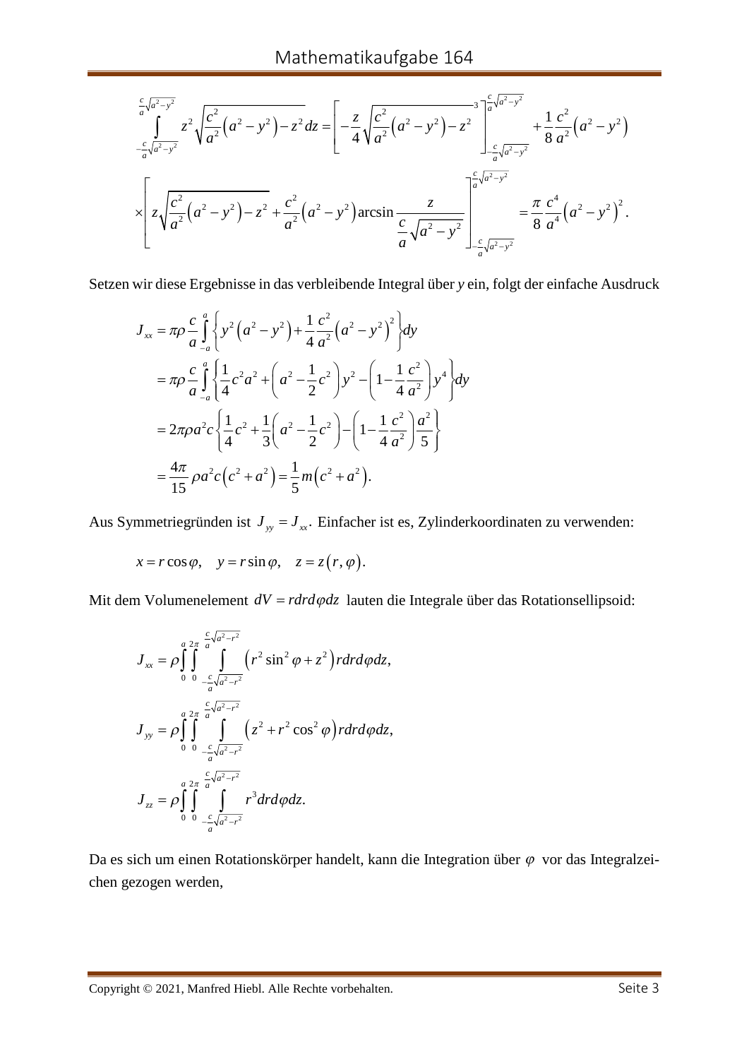$$\int_{-\frac{c}{a}\sqrt{a^2-y^2}}^{\frac{c}{a}\sqrt{a^2-y^2}} z^2\sqrt{\frac{c^2}{a^2}\left(a^2-y^2\right)-z^2}\,dz = \left[-\frac{z}{4}\sqrt{\frac{c^2}{a^2}\left(a^2-y^2\right)-z^2}^{\,3}\right]_{-\frac{c}{a}\sqrt{a^2-y^2}}^{\frac{c}{a}\sqrt{a^2-y^2}} + \frac{1}{8}\frac{c^2}{a^2}\left(a^2-y^2\right)$$

$$\times\left[z\sqrt{\frac{c^2}{a^2}\left(a^2-y^2\right)-z^2}+\frac{c^2}{a^2}\left(a^2-y^2\right)\arcsin\frac{z}{\frac{c}{a}\sqrt{a^2-y^2}}\right]_{-\frac{c}{a}\sqrt{a^2-y^2}}^{\frac{c}{a}\sqrt{a^2-y^2}} = \frac{\pi}{8}\frac{c^4}{a^4}\left(a^2-y^2\right)^2.$$

Setzen wir diese Ergebnisse in das verbleibende Integral über $y$ ein, folgt der einfache Ausdruck

$$\begin{aligned}
J_{xx} &= \pi\rho\frac{c}{a}\int_{-a}^{a}\left\{y^2\left(a^2-y^2\right)+\frac{1}{4}\frac{c^2}{a^2}\left(a^2-y^2\right)^2\right\}dy \\
&= \pi\rho\frac{c}{a}\int_{-a}^{a}\left\{\frac{1}{4}c^2a^2+\left(a^2-\frac{1}{2}c^2\right)y^2-\left(1-\frac{1}{4}\frac{c^2}{a^2}\right)y^4\right\}dy \\
&= 2\pi\rho a^2 c\left\{\frac{1}{4}c^2+\frac{1}{3}\left(a^2-\frac{1}{2}c^2\right)-\left(1-\frac{1}{4}\frac{c^2}{a^2}\right)\frac{a^2}{5}\right\} \\
&= \frac{4\pi}{15}\rho a^2 c\left(c^2+a^2\right)=\frac{1}{5}m\left(c^2+a^2\right).
\end{aligned}$$

Aus Symmetriegründen ist $J_{yy}=J_{xx}$. Einfacher ist es, Zylinderkoordinaten zu verwenden:

$$x=r\cos\varphi,\quad y=r\sin\varphi,\quad z=z\left(r,\varphi\right).$$

Mit dem Volumenelement $dV=rdrd\varphi dz$ lauten die Integrale über das Rotationsellipsoid:

$$J_{xx}=\rho\int_0^a\int_0^{2\pi}\int_{-\frac{c}{a}\sqrt{a^2-r^2}}^{\frac{c}{a}\sqrt{a^2-r^2}}\left(r^2\sin^2\varphi+z^2\right)rdrd\varphi dz,$$

$$J_{yy}=\rho\int_0^a\int_0^{2\pi}\int_{-\frac{c}{a}\sqrt{a^2-r^2}}^{\frac{c}{a}\sqrt{a^2-r^2}}\left(z^2+r^2\cos^2\varphi\right)rdrd\varphi dz,$$

$$J_{zz}=\rho\int_0^a\int_0^{2\pi}\int_{-\frac{c}{a}\sqrt{a^2-r^2}}^{\frac{c}{a}\sqrt{a^2-r^2}} r^3drd\varphi dz.$$

Da es sich um einen Rotationskörper handelt, kann die Integration über $\varphi$ vor das Integralzeichen gezogen werden,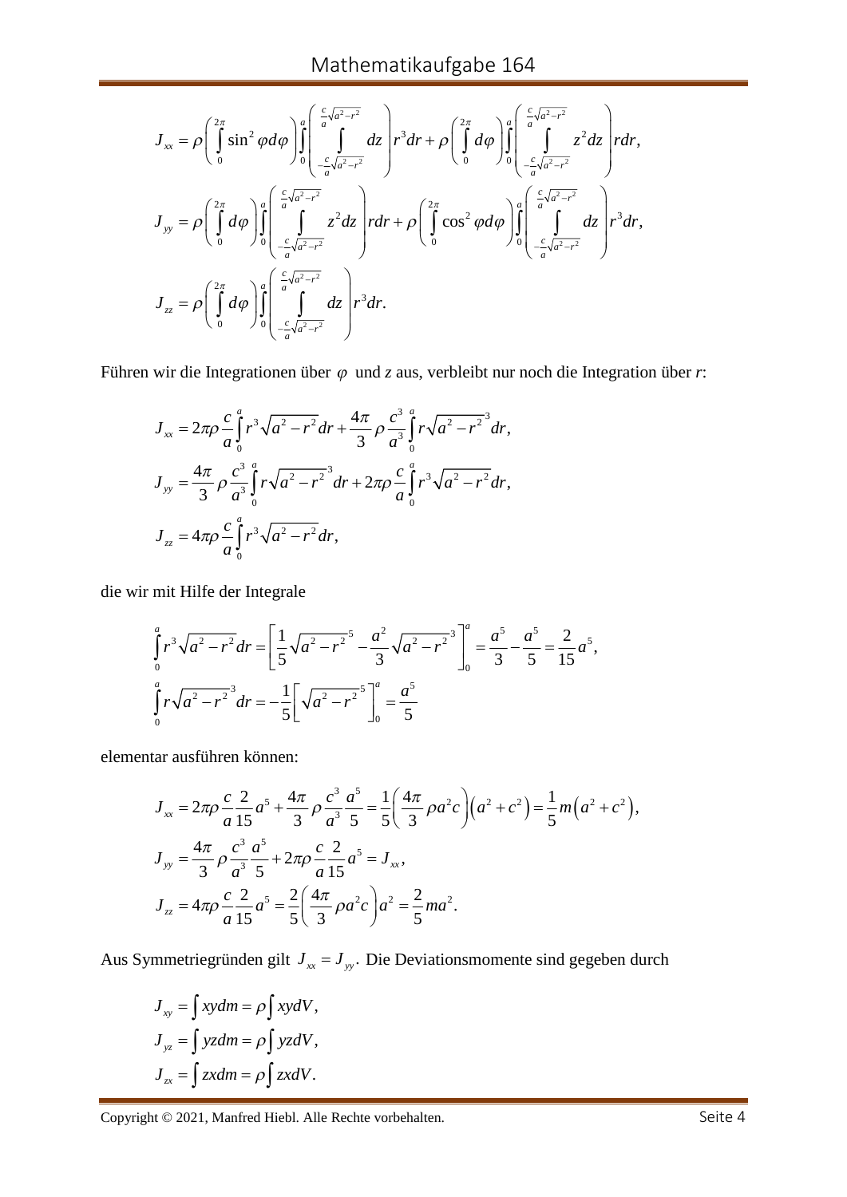$$J_{xx} = \rho \left( \int_0^{2\pi} \sin^2 \varphi d\varphi \right) \int_0^a \left( \int_{-\frac{c}{a}\sqrt{a^2-r^2}}^{\frac{c}{a}\sqrt{a^2-r^2}} dz \right) r^3 dr + \rho \left( \int_0^{2\pi} d\varphi \right) \int_0^a \left( \int_{-\frac{c}{a}\sqrt{a^2-r^2}}^{\frac{c}{a}\sqrt{a^2-r^2}} z^2 dz \right) r dr,$$

$$J_{yy} = \rho \left( \int_0^{2\pi} d\varphi \right) \int_0^a \left( \int_{-\frac{c}{a}\sqrt{a^2-r^2}}^{\frac{c}{a}\sqrt{a^2-r^2}} z^2 dz \right) r dr + \rho \left( \int_0^{2\pi} \cos^2 \varphi d\varphi \right) \int_0^a \left( \int_{-\frac{c}{a}\sqrt{a^2-r^2}}^{\frac{c}{a}\sqrt{a^2-r^2}} dz \right) r^3 dr,$$

$$J_{zz} = \rho \left( \int_0^{2\pi} d\varphi \right) \int_0^a \left( \int_{-\frac{c}{a}\sqrt{a^2-r^2}}^{\frac{c}{a}\sqrt{a^2-r^2}} dz \right) r^3 dr.$$

Führen wir die Integrationen über $\varphi$ und $z$ aus, verbleibt nur noch die Integration über $r$:

$$J_{xx} = 2\pi\rho \frac{c}{a} \int_0^a r^3 \sqrt{a^2-r^2} dr + \frac{4\pi}{3} \rho \frac{c^3}{a^3} \int_0^a r \sqrt{a^2-r^2}^3 dr,$$

$$J_{yy} = \frac{4\pi}{3} \rho \frac{c^3}{a^3} \int_0^a r \sqrt{a^2-r^2}^3 dr + 2\pi\rho \frac{c}{a} \int_0^a r^3 \sqrt{a^2-r^2} dr,$$

$$J_{zz} = 4\pi\rho \frac{c}{a} \int_0^a r^3 \sqrt{a^2-r^2} dr,$$

die wir mit Hilfe der Integrale

$$\int_0^a r^3 \sqrt{a^2-r^2} dr = \left[ \frac{1}{5} \sqrt{a^2-r^2}^5 - \frac{a^2}{3} \sqrt{a^2-r^2}^3 \right]_0^a = \frac{a^5}{3} - \frac{a^5}{5} = \frac{2}{15} a^5,$$

$$\int_0^a r \sqrt{a^2-r^2}^3 dr = -\frac{1}{5} \left[ \sqrt{a^2-r^2}^5 \right]_0^a = \frac{a^5}{5}$$

elementar ausführen können:

$$J_{xx} = 2\pi\rho \frac{c}{a} \frac{2}{15} a^5 + \frac{4\pi}{3} \rho \frac{c^3}{a^3} \frac{a^5}{5} = \frac{1}{5} \left( \frac{4\pi}{3} \rho a^2 c \right) \left( a^2 + c^2 \right) = \frac{1}{5} m \left( a^2 + c^2 \right),$$

$$J_{yy} = \frac{4\pi}{3} \rho \frac{c^3}{a^3} \frac{a^5}{5} + 2\pi\rho \frac{c}{a} \frac{2}{15} a^5 = J_{xx},$$

$$J_{zz} = 4\pi\rho \frac{c}{a} \frac{2}{15} a^5 = \frac{2}{5} \left( \frac{4\pi}{3} \rho a^2 c \right) a^2 = \frac{2}{5} m a^2.$$

Aus Symmetriegründen gilt $J_{xx} = J_{yy}$. Die Deviationsmomente sind gegeben durch

$$J_{xy} = \int xy dm = \rho \int xy dV,$$

$$J_{yz} = \int yz dm = \rho \int yz dV,$$

$$J_{zx} = \int zx dm = \rho \int zx dV.$$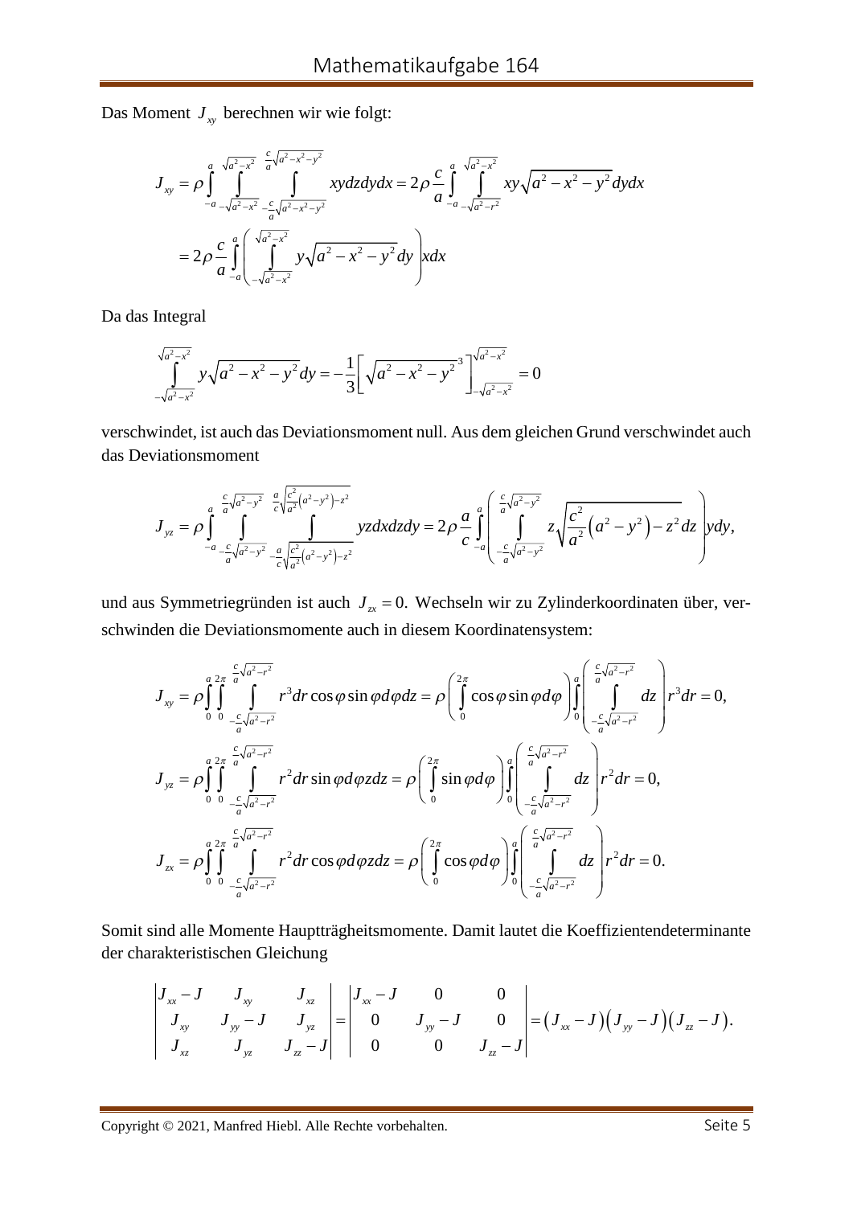Das Moment $J_{xy}$ berechnen wir wie folgt:

$$J_{xy} = \rho \int_{-a}^{a} \int_{-\sqrt{a^2-x^2}}^{\sqrt{a^2-x^2}} \int_{-\frac{c}{a}\sqrt{a^2-x^2-y^2}}^{\frac{c}{a}\sqrt{a^2-x^2-y^2}} xydzdydx = 2\rho \frac{c}{a} \int_{-a}^{a} \int_{-\sqrt{a^2-r^2}}^{\sqrt{a^2-x^2}} xy\sqrt{a^2-x^2-y^2}\,dydx$$

$$= 2\rho \frac{c}{a} \int_{-a}^{a} \left( \int_{-\sqrt{a^2-x^2}}^{\sqrt{a^2-x^2}} y\sqrt{a^2-x^2-y^2}\,dy \right) xdx$$

Da das Integral

$$\int_{-\sqrt{a^2-x^2}}^{\sqrt{a^2-x^2}} y\sqrt{a^2-x^2-y^2}\,dy = -\frac{1}{3}\left[ \sqrt{a^2-x^2-y^2}^{\,3} \right]_{-\sqrt{a^2-x^2}}^{\sqrt{a^2-x^2}} = 0$$

verschwindet, ist auch das Deviationsmoment null. Aus dem gleichen Grund verschwindet auch das Deviationsmoment

$$J_{yz} = \rho \int_{-a}^{a} \int_{-\frac{c}{a}\sqrt{a^2-y^2}}^{\frac{c}{a}\sqrt{a^2-y^2}} \int_{-\frac{a}{c}\sqrt{\frac{c^2}{a^2}(a^2-y^2)-z^2}}^{\frac{a}{c}\sqrt{\frac{c^2}{a^2}(a^2-y^2)-z^2}} yzdxdzdy = 2\rho \frac{a}{c} \int_{-a}^{a} \left( \int_{-\frac{c}{a}\sqrt{a^2-y^2}}^{\frac{c}{a}\sqrt{a^2-y^2}} z\sqrt{\frac{c^2}{a^2}\left(a^2-y^2\right)-z^2}\,dz \right) ydy,$$

und aus Symmetriegründen ist auch $J_{zx} = 0.$ Wechseln wir zu Zylinderkoordinaten über, verschwinden die Deviationsmomente auch in diesem Koordinatensystem:

$$J_{xy} = \rho \int_{0}^{a} \int_{0}^{2\pi} \int_{-\frac{c}{a}\sqrt{a^2-r^2}}^{\frac{c}{a}\sqrt{a^2-r^2}} r^3 dr \cos\varphi \sin\varphi d\varphi dz = \rho \left( \int_{0}^{2\pi} \cos\varphi \sin\varphi d\varphi \right) \int_{0}^{a} \left( \int_{-\frac{c}{a}\sqrt{a^2-r^2}}^{\frac{c}{a}\sqrt{a^2-r^2}} dz \right) r^3 dr = 0,$$

$$J_{yz} = \rho \int_{0}^{a} \int_{0}^{2\pi} \int_{-\frac{c}{a}\sqrt{a^2-r^2}}^{\frac{c}{a}\sqrt{a^2-r^2}} r^2 dr \sin\varphi d\varphi z dz = \rho \left( \int_{0}^{2\pi} \sin\varphi d\varphi \right) \int_{0}^{a} \left( \int_{-\frac{c}{a}\sqrt{a^2-r^2}}^{\frac{c}{a}\sqrt{a^2-r^2}} dz \right) r^2 dr = 0,$$

$$J_{zx} = \rho \int_{0}^{a} \int_{0}^{2\pi} \int_{-\frac{c}{a}\sqrt{a^2-r^2}}^{\frac{c}{a}\sqrt{a^2-r^2}} r^2 dr \cos\varphi d\varphi z dz = \rho \left( \int_{0}^{2\pi} \cos\varphi d\varphi \right) \int_{0}^{a} \left( \int_{-\frac{c}{a}\sqrt{a^2-r^2}}^{\frac{c}{a}\sqrt{a^2-r^2}} dz \right) r^2 dr = 0.$$

Somit sind alle Momente Hauptträgheitsmomente. Damit lautet die Koeffizientendeterminante der charakteristischen Gleichung

$$\begin{vmatrix} J_{xx}-J & J_{xy} & J_{xz} \\ J_{xy} & J_{yy}-J & J_{yz} \\ J_{xz} & J_{yz} & J_{zz}-J \end{vmatrix} = \begin{vmatrix} J_{xx}-J & 0 & 0 \\ 0 & J_{yy}-J & 0 \\ 0 & 0 & J_{zz}-J \end{vmatrix} = \left(J_{xx}-J\right)\left(J_{yy}-J\right)\left(J_{zz}-J\right).$$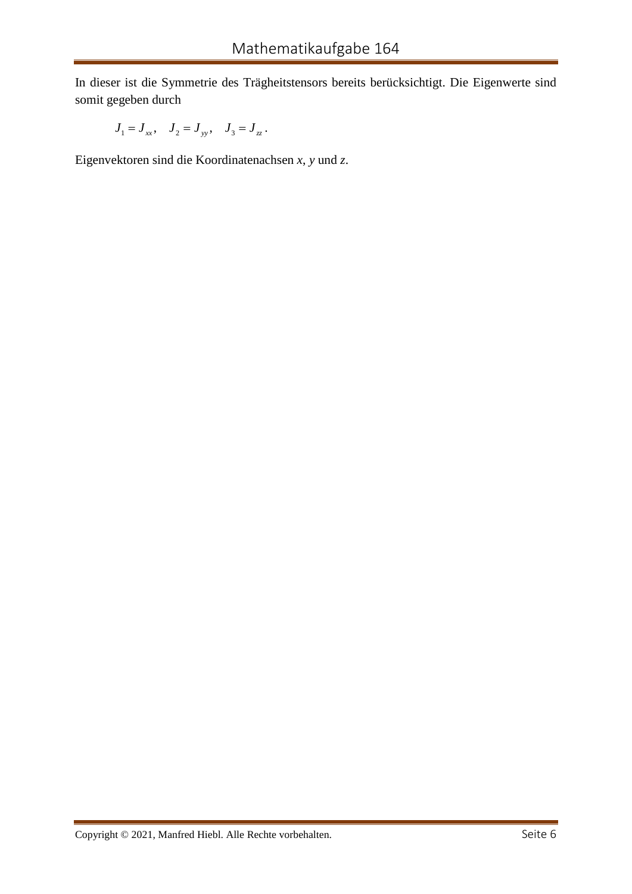In dieser ist die Symmetrie des Trägheitstensors bereits berücksichtigt. Die Eigenwerte sind somit gegeben durch

$$J_1 = J_{xx}, \quad J_2 = J_{yy}, \quad J_3 = J_{zz}\,.$$

Eigenvektoren sind die Koordinatenachsen $x$, $y$ und $z$.